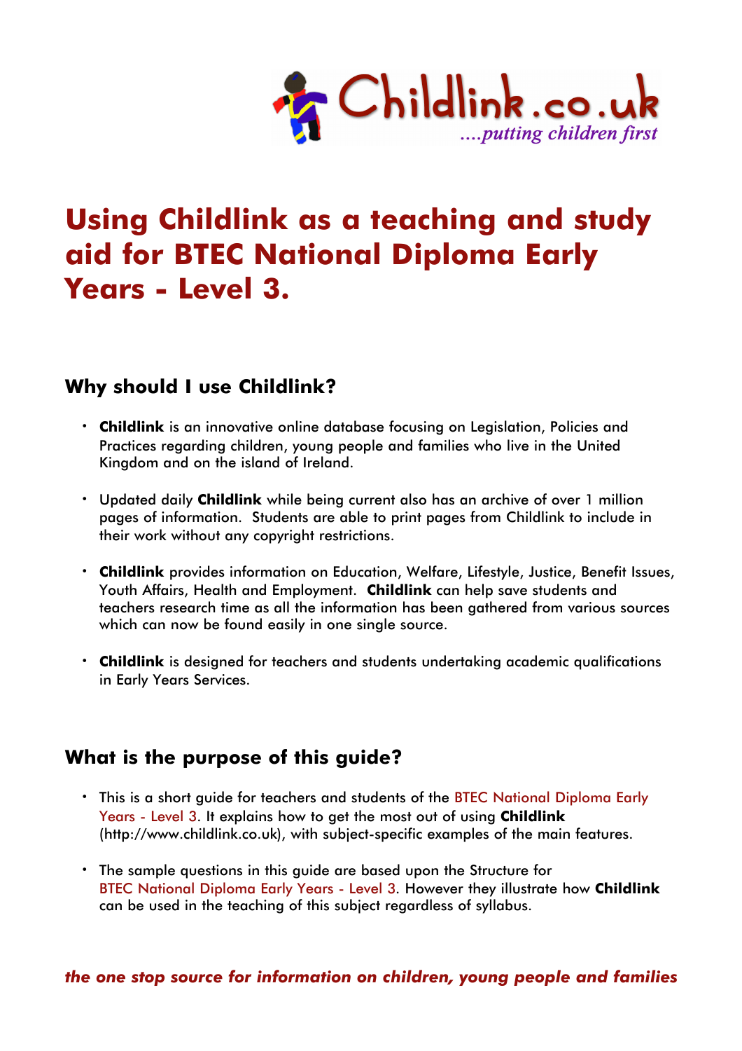Childlink.co.uk
....putting children first

# Using Childlink as a teaching and study aid for BTEC National Diploma Early Years - Level 3.

## Why should I use Childlink?

- **Childlink** is an innovative online database focusing on Legislation, Policies and Practices regarding children, young people and families who live in the United Kingdom and on the island of Ireland.
- Updated daily **Childlink** while being current also has an archive of over 1 million pages of information. Students are able to print pages from Childlink to include in their work without any copyright restrictions.
- **Childlink** provides information on Education, Welfare, Lifestyle, Justice, Benefit Issues, Youth Affairs, Health and Employment. **Childlink** can help save students and teachers research time as all the information has been gathered from various sources which can now be found easily in one single source.
- **Childlink** is designed for teachers and students undertaking academic qualifications in Early Years Services.

## What is the purpose of this guide?

- This is a short guide for teachers and students of the BTEC National Diploma Early Years - Level 3. It explains how to get the most out of using **Childlink** (http://www.childlink.co.uk), with subject-specific examples of the main features.
- The sample questions in this guide are based upon the Structure for BTEC National Diploma Early Years - Level 3. However they illustrate how **Childlink** can be used in the teaching of this subject regardless of syllabus.

***the one stop source for information on children, young people and families***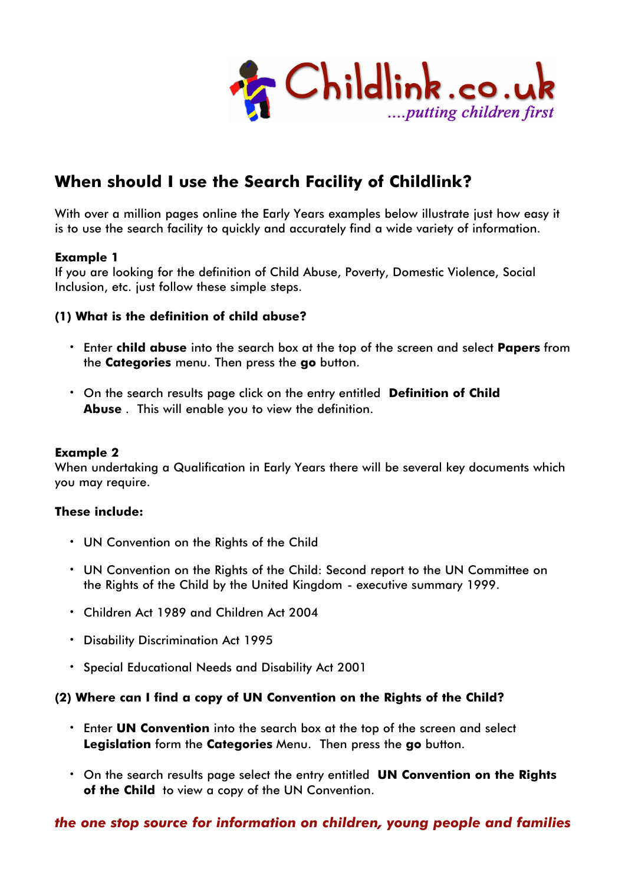Childlink.co.uk

*....putting children first*

# When should I use the Search Facility of Childlink?

With over a million pages online the Early Years examples below illustrate just how easy it is to use the search facility to quickly and accurately find a wide variety of information.

**Example 1**
If you are looking for the definition of Child Abuse, Poverty, Domestic Violence, Social Inclusion, etc. just follow these simple steps.

**(1) What is the definition of child abuse?**

- Enter **child abuse** into the search box at the top of the screen and select **Papers** from the **Categories** menu. Then press the **go** button.
- On the search results page click on the entry entitled **Definition of Child Abuse** . This will enable you to view the definition.

**Example 2**
When undertaking a Qualification in Early Years there will be several key documents which you may require.

**These include:**

- UN Convention on the Rights of the Child
- UN Convention on the Rights of the Child: Second report to the UN Committee on the Rights of the Child by the United Kingdom - executive summary 1999.
- Children Act 1989 and Children Act 2004
- Disability Discrimination Act 1995
- Special Educational Needs and Disability Act 2001

**(2) Where can I find a copy of UN Convention on the Rights of the Child?**

- Enter **UN Convention** into the search box at the top of the screen and select **Legislation** form the **Categories** Menu. Then press the **go** button.
- On the search results page select the entry entitled **UN Convention on the Rights of the Child** to view a copy of the UN Convention.

***the one stop source for information on children, young people and families***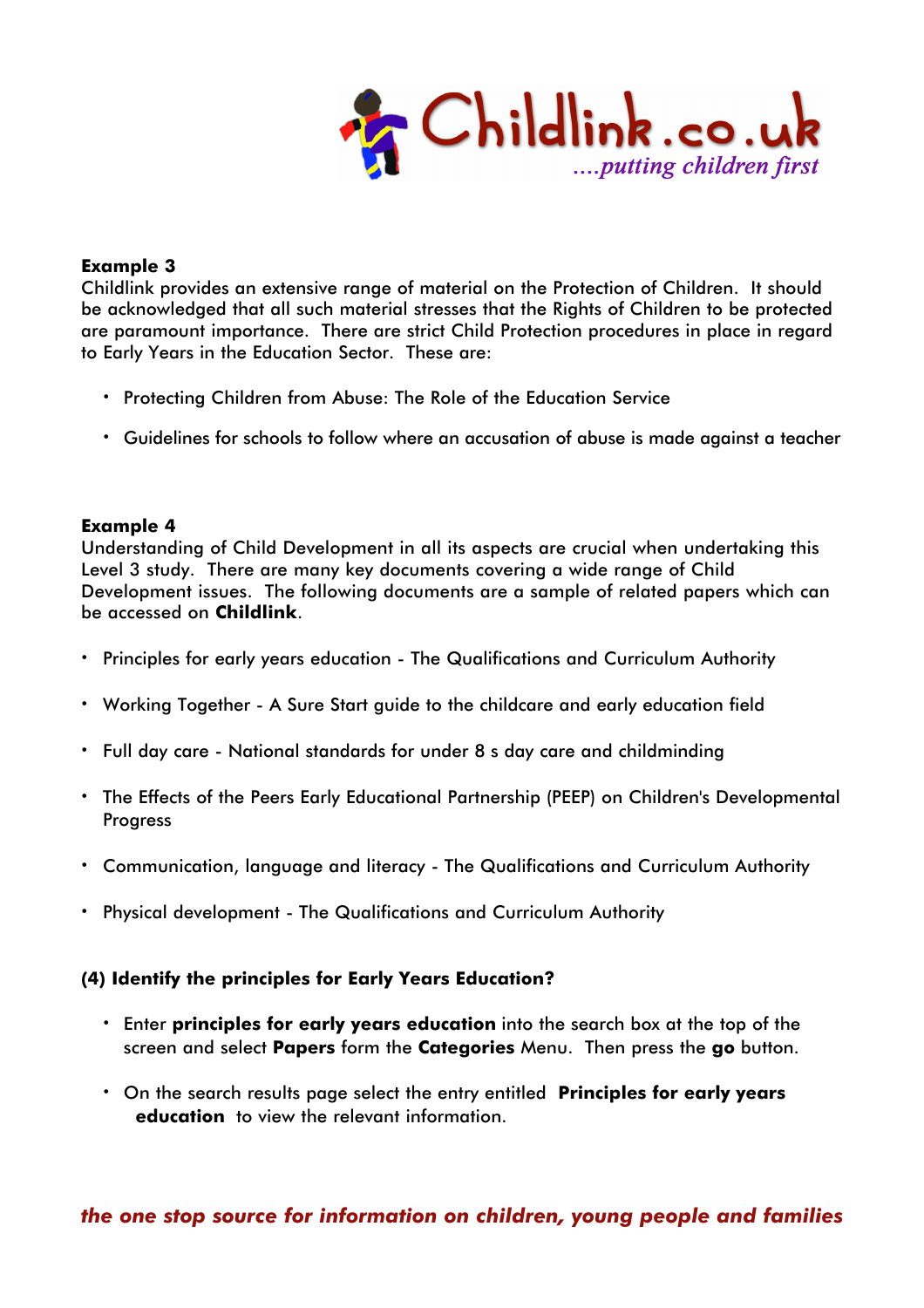**Example 3**
Childlink provides an extensive range of material on the Protection of Children. It should be acknowledged that all such material stresses that the Rights of Children to be protected are paramount importance. There are strict Child Protection procedures in place in regard to Early Years in the Education Sector. These are:

- Protecting Children from Abuse: The Role of the Education Service
- Guidelines for schools to follow where an accusation of abuse is made against a teacher

**Example 4**
Understanding of Child Development in all its aspects are crucial when undertaking this Level 3 study. There are many key documents covering a wide range of Child Development issues. The following documents are a sample of related papers which can be accessed on **Childlink**.

- Principles for early years education - The Qualifications and Curriculum Authority
- Working Together - A Sure Start guide to the childcare and early education field
- Full day care - National standards for under 8 s day care and childminding
- The Effects of the Peers Early Educational Partnership (PEEP) on Children's Developmental Progress
- Communication, language and literacy - The Qualifications and Curriculum Authority
- Physical development - The Qualifications and Curriculum Authority

**(4) Identify the principles for Early Years Education?**

- Enter **principles for early years education** into the search box at the top of the screen and select **Papers** form the **Categories** Menu. Then press the **go** button.
- On the search results page select the entry entitled **Principles for early years education** to view the relevant information.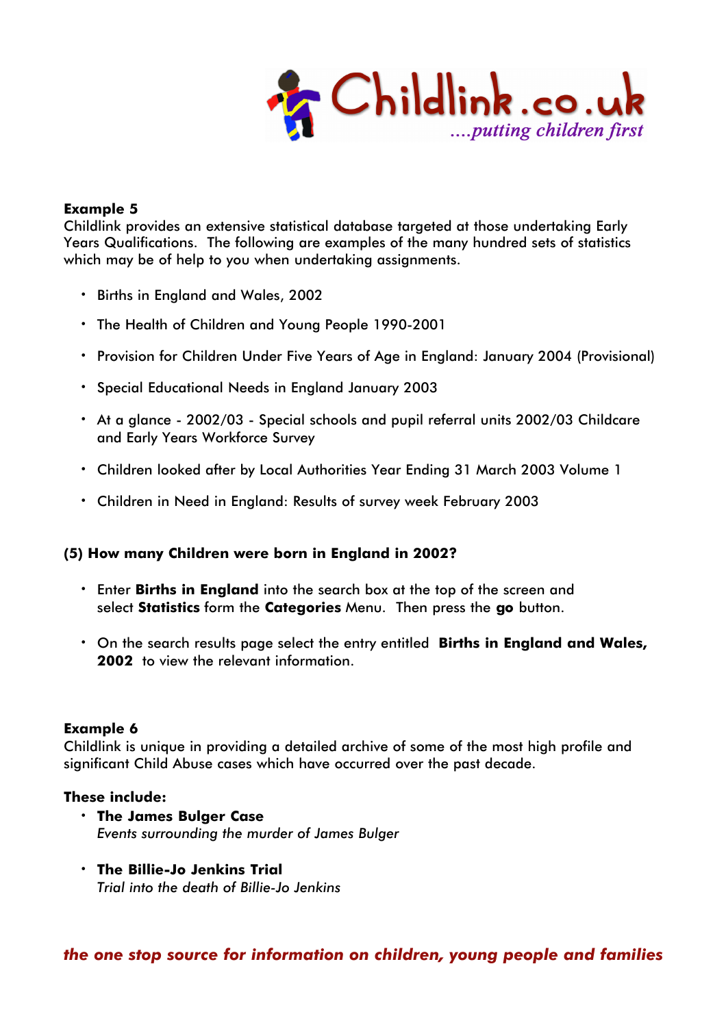**Example 5**
Childlink provides an extensive statistical database targeted at those undertaking Early Years Qualifications. The following are examples of the many hundred sets of statistics which may be of help to you when undertaking assignments.

- Births in England and Wales, 2002
- The Health of Children and Young People 1990-2001
- Provision for Children Under Five Years of Age in England: January 2004 (Provisional)
- Special Educational Needs in England January 2003
- At a glance - 2002/03 - Special schools and pupil referral units 2002/03 Childcare and Early Years Workforce Survey
- Children looked after by Local Authorities Year Ending 31 March 2003 Volume 1
- Children in Need in England: Results of survey week February 2003

**(5) How many Children were born in England in 2002?**

- Enter **Births in England** into the search box at the top of the screen and select **Statistics** form the **Categories** Menu. Then press the **go** button.
- On the search results page select the entry entitled **Births in England and Wales, 2002** to view the relevant information.

**Example 6**
Childlink is unique in providing a detailed archive of some of the most high profile and significant Child Abuse cases which have occurred over the past decade.

**These include:**

- **The James Bulger Case**
  *Events surrounding the murder of James Bulger*
- **The Billie-Jo Jenkins Trial**
  *Trial into the death of Billie-Jo Jenkins*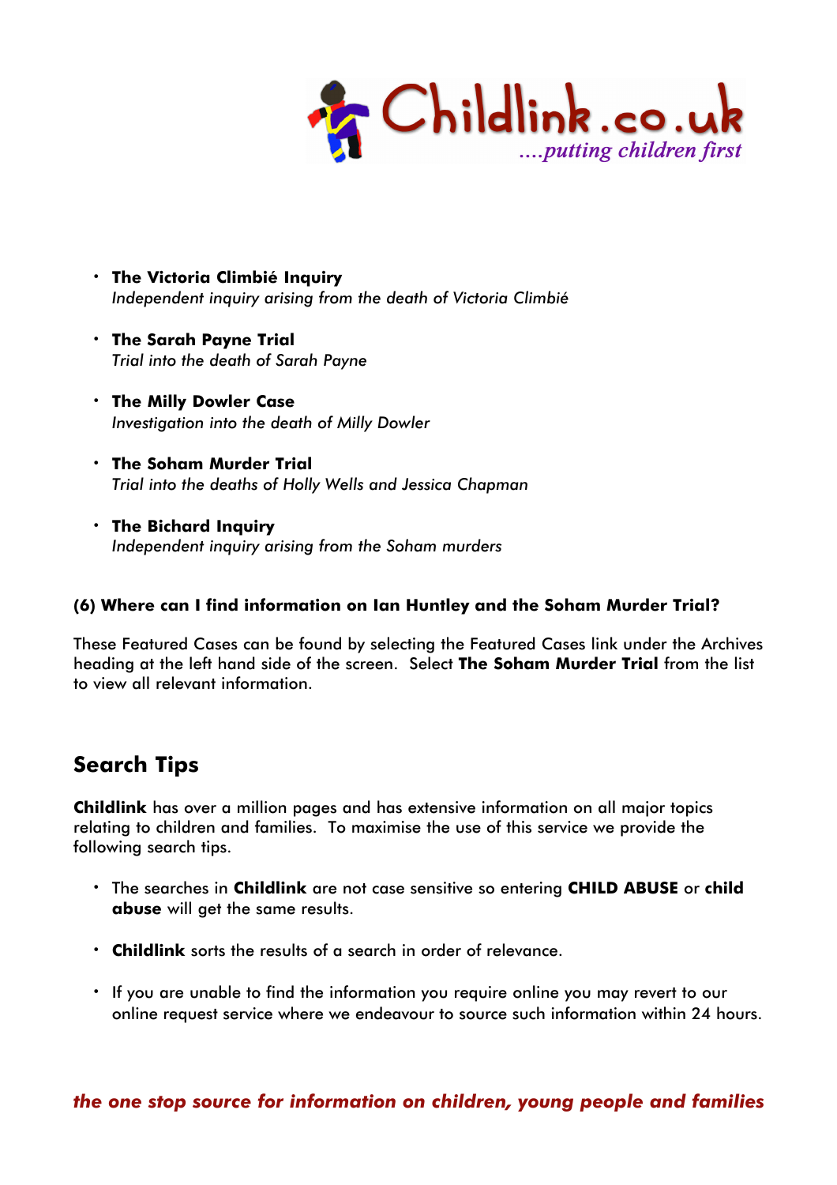- **The Victoria Climbié Inquiry**
  *Independent inquiry arising from the death of Victoria Climbié*

- **The Sarah Payne Trial**
  *Trial into the death of Sarah Payne*

- **The Milly Dowler Case**
  *Investigation into the death of Milly Dowler*

- **The Soham Murder Trial**
  *Trial into the deaths of Holly Wells and Jessica Chapman*

- **The Bichard Inquiry**
  *Independent inquiry arising from the Soham murders*

**(6) Where can I find information on Ian Huntley and the Soham Murder Trial?**

These Featured Cases can be found by selecting the Featured Cases link under the Archives heading at the left hand side of the screen. Select **The Soham Murder Trial** from the list to view all relevant information.

## Search Tips

**Childlink** has over a million pages and has extensive information on all major topics relating to children and families. To maximise the use of this service we provide the following search tips.

- The searches in **Childlink** are not case sensitive so entering **CHILD ABUSE** or **child abuse** will get the same results.

- **Childlink** sorts the results of a search in order of relevance.

- If you are unable to find the information you require online you may revert to our online request service where we endeavour to source such information within 24 hours.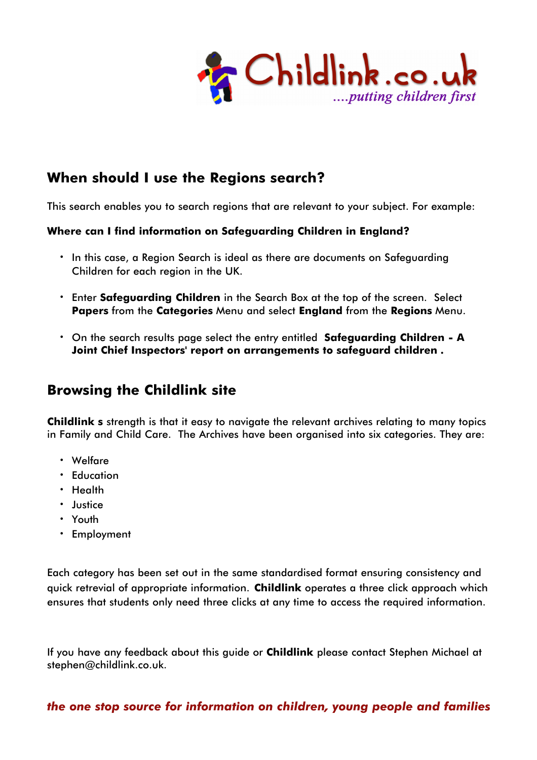Childlink.co.uk

*....putting children first*

## When should I use the Regions search?

This search enables you to search regions that are relevant to your subject. For example:

**Where can I find information on Safeguarding Children in England?**

- In this case, a Region Search is ideal as there are documents on Safeguarding Children for each region in the UK.
- Enter **Safeguarding Children** in the Search Box at the top of the screen. Select **Papers** from the **Categories** Menu and select **England** from the **Regions** Menu.
- On the search results page select the entry entitled **Safeguarding Children - A Joint Chief Inspectors' report on arrangements to safeguard children .**

## Browsing the Childlink site

**Childlink s** strength is that it easy to navigate the relevant archives relating to many topics in Family and Child Care. The Archives have been organised into six categories. They are:

- Welfare
- Education
- Health
- Justice
- Youth
- Employment

Each category has been set out in the same standardised format ensuring consistency and quick retrieval of appropriate information. **Childlink** operates a three click approach which ensures that students only need three clicks at any time to access the required information.

If you have any feedback about this guide or **Childlink** please contact Stephen Michael at stephen@childlink.co.uk.

***the one stop source for information on children, young people and families***